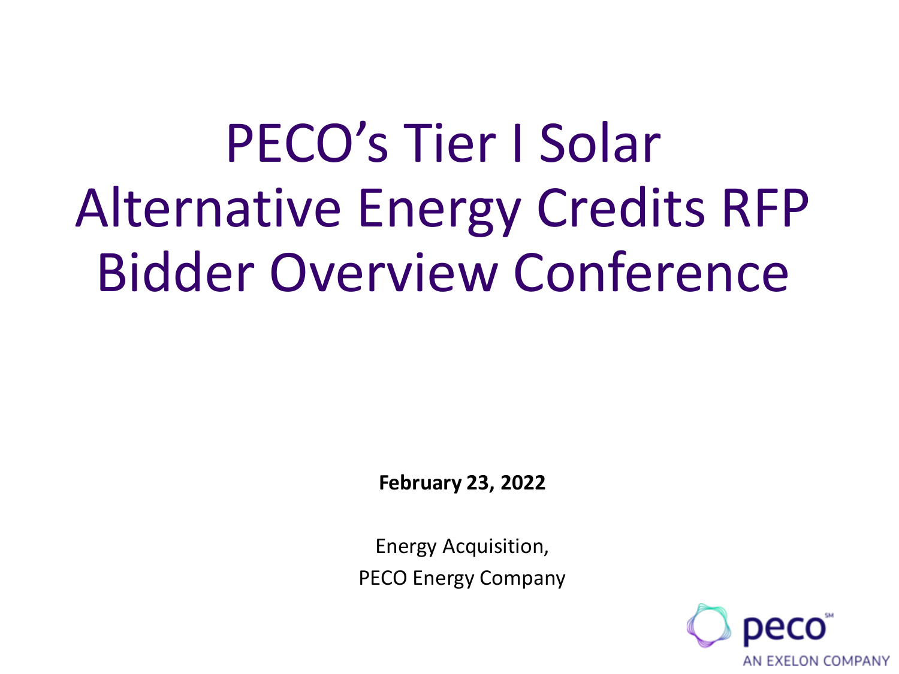# PECO's Tier I Solar Alternative Energy Credits RFP Bidder Overview Conference

**February 23, 2022**

Energy Acquisition,
PECO Energy Company

peco℠
AN EXELON COMPANY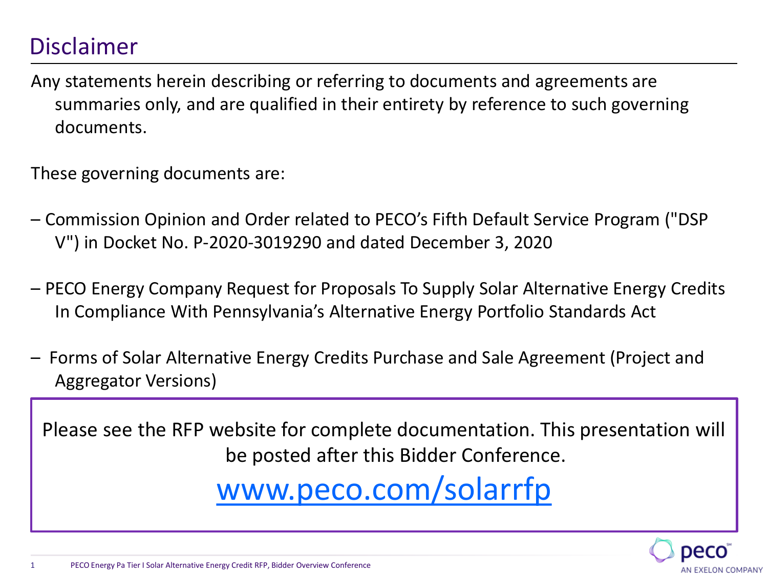# Disclaimer

Any statements herein describing or referring to documents and agreements are summaries only, and are qualified in their entirety by reference to such governing documents.

These governing documents are:

- Commission Opinion and Order related to PECO's Fifth Default Service Program ("DSP V") in Docket No. P-2020-3019290 and dated December 3, 2020
- PECO Energy Company Request for Proposals To Supply Solar Alternative Energy Credits In Compliance With Pennsylvania's Alternative Energy Portfolio Standards Act
- Forms of Solar Alternative Energy Credits Purchase and Sale Agreement (Project and Aggregator Versions)

Please see the RFP website for complete documentation. This presentation will be posted after this Bidder Conference.

[www.peco.com/solarrfp](http://www.peco.com/solarrfp)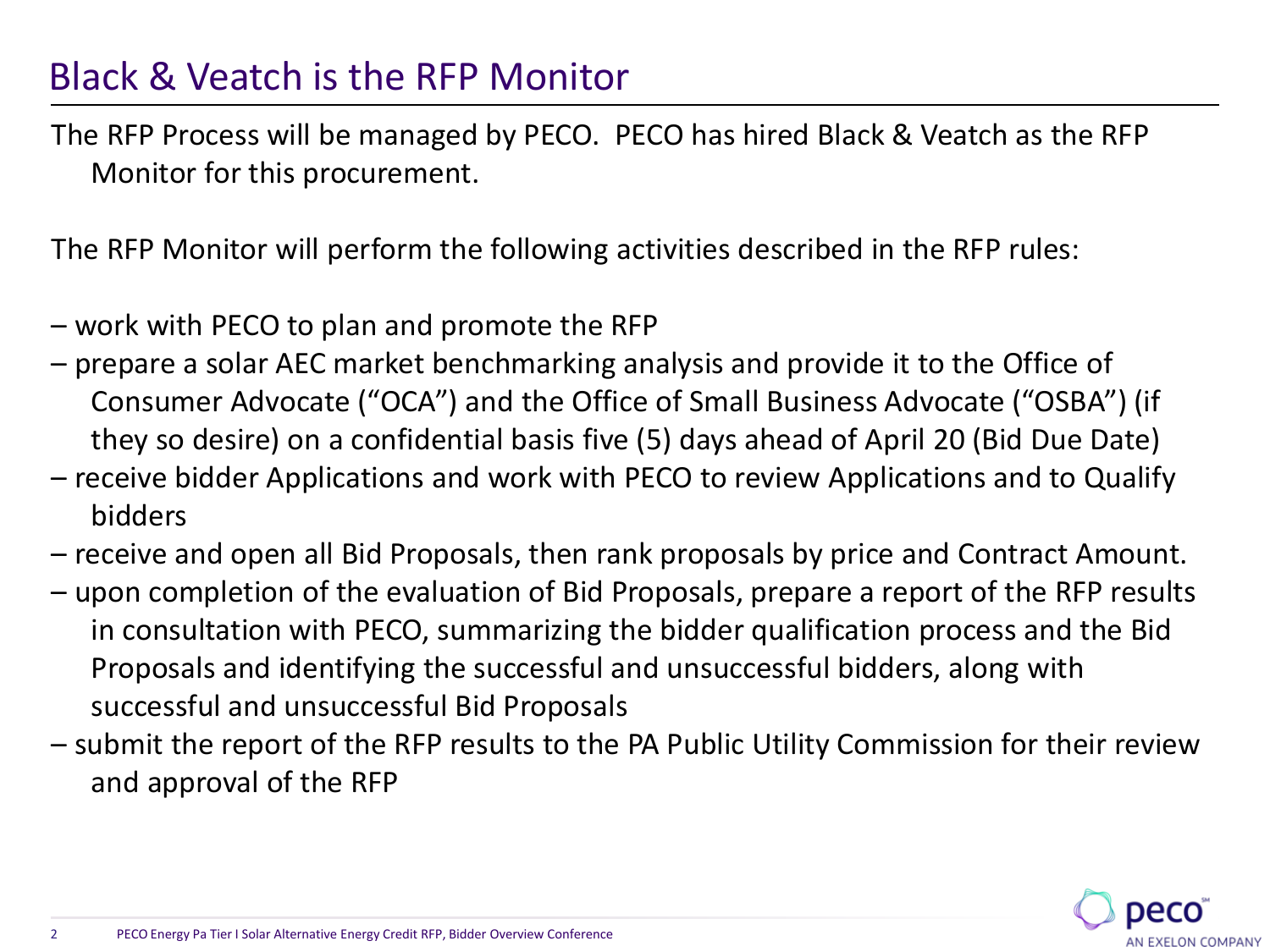# Black & Veatch is the RFP Monitor

The RFP Process will be managed by PECO. PECO has hired Black & Veatch as the RFP Monitor for this procurement.

The RFP Monitor will perform the following activities described in the RFP rules:

- work with PECO to plan and promote the RFP
- prepare a solar AEC market benchmarking analysis and provide it to the Office of Consumer Advocate ("OCA") and the Office of Small Business Advocate ("OSBA") (if they so desire) on a confidential basis five (5) days ahead of April 20 (Bid Due Date)
- receive bidder Applications and work with PECO to review Applications and to Qualify bidders
- receive and open all Bid Proposals, then rank proposals by price and Contract Amount.
- upon completion of the evaluation of Bid Proposals, prepare a report of the RFP results in consultation with PECO, summarizing the bidder qualification process and the Bid Proposals and identifying the successful and unsuccessful bidders, along with successful and unsuccessful Bid Proposals
- submit the report of the RFP results to the PA Public Utility Commission for their review and approval of the RFP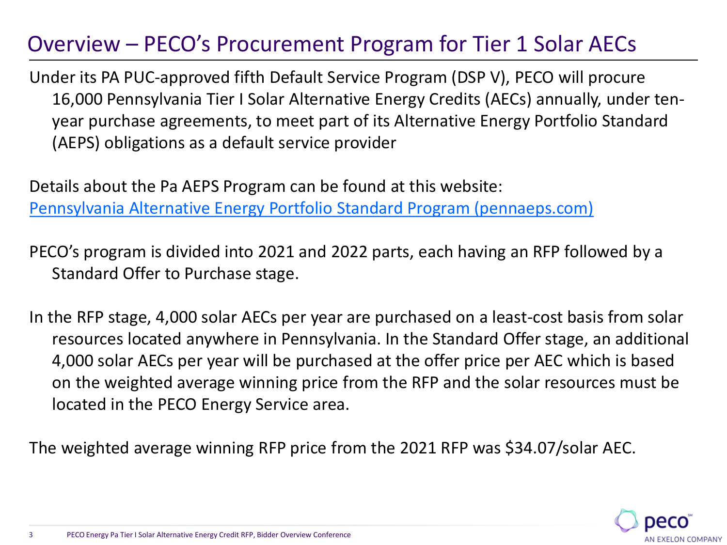# Overview – PECO's Procurement Program for Tier 1 Solar AECs

Under its PA PUC-approved fifth Default Service Program (DSP V), PECO will procure 16,000 Pennsylvania Tier I Solar Alternative Energy Credits (AECs) annually, under ten-year purchase agreements, to meet part of its Alternative Energy Portfolio Standard (AEPS) obligations as a default service provider

Details about the Pa AEPS Program can be found at this website:
Pennsylvania Alternative Energy Portfolio Standard Program (pennaeps.com)

PECO's program is divided into 2021 and 2022 parts, each having an RFP followed by a Standard Offer to Purchase stage.

In the RFP stage, 4,000 solar AECs per year are purchased on a least-cost basis from solar resources located anywhere in Pennsylvania. In the Standard Offer stage, an additional 4,000 solar AECs per year will be purchased at the offer price per AEC which is based on the weighted average winning price from the RFP and the solar resources must be located in the PECO Energy Service area.

The weighted average winning RFP price from the 2021 RFP was $34.07/solar AEC.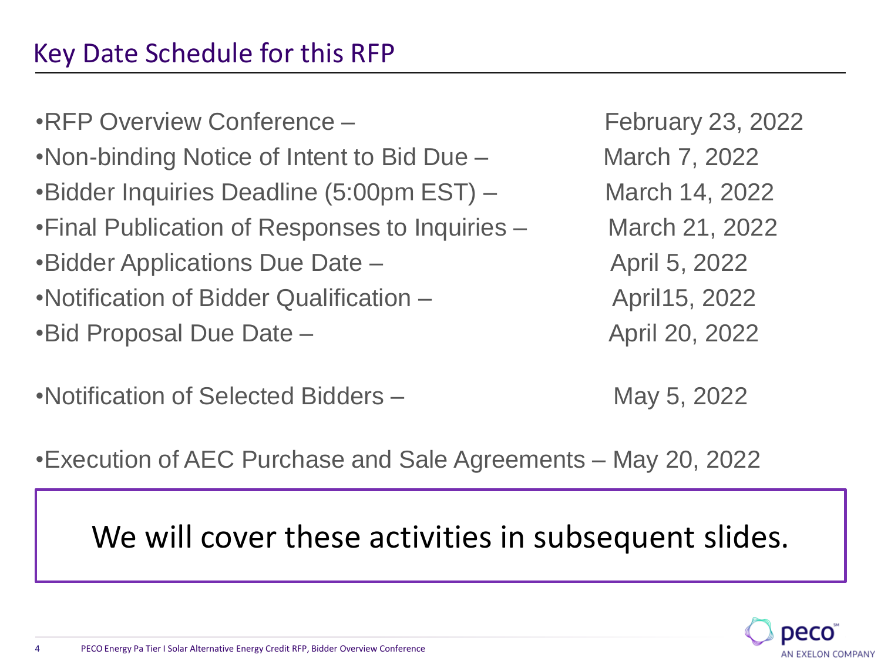## Key Date Schedule for this RFP

- RFP Overview Conference – February 23, 2022
- Non-binding Notice of Intent to Bid Due – March 7, 2022
- Bidder Inquiries Deadline (5:00pm EST) – March 14, 2022
- Final Publication of Responses to Inquiries – March 21, 2022
- Bidder Applications Due Date – April 5, 2022
- Notification of Bidder Qualification – April15, 2022
- Bid Proposal Due Date – April 20, 2022

- Notification of Selected Bidders – May 5, 2022

- Execution of AEC Purchase and Sale Agreements – May 20, 2022

We will cover these activities in subsequent slides.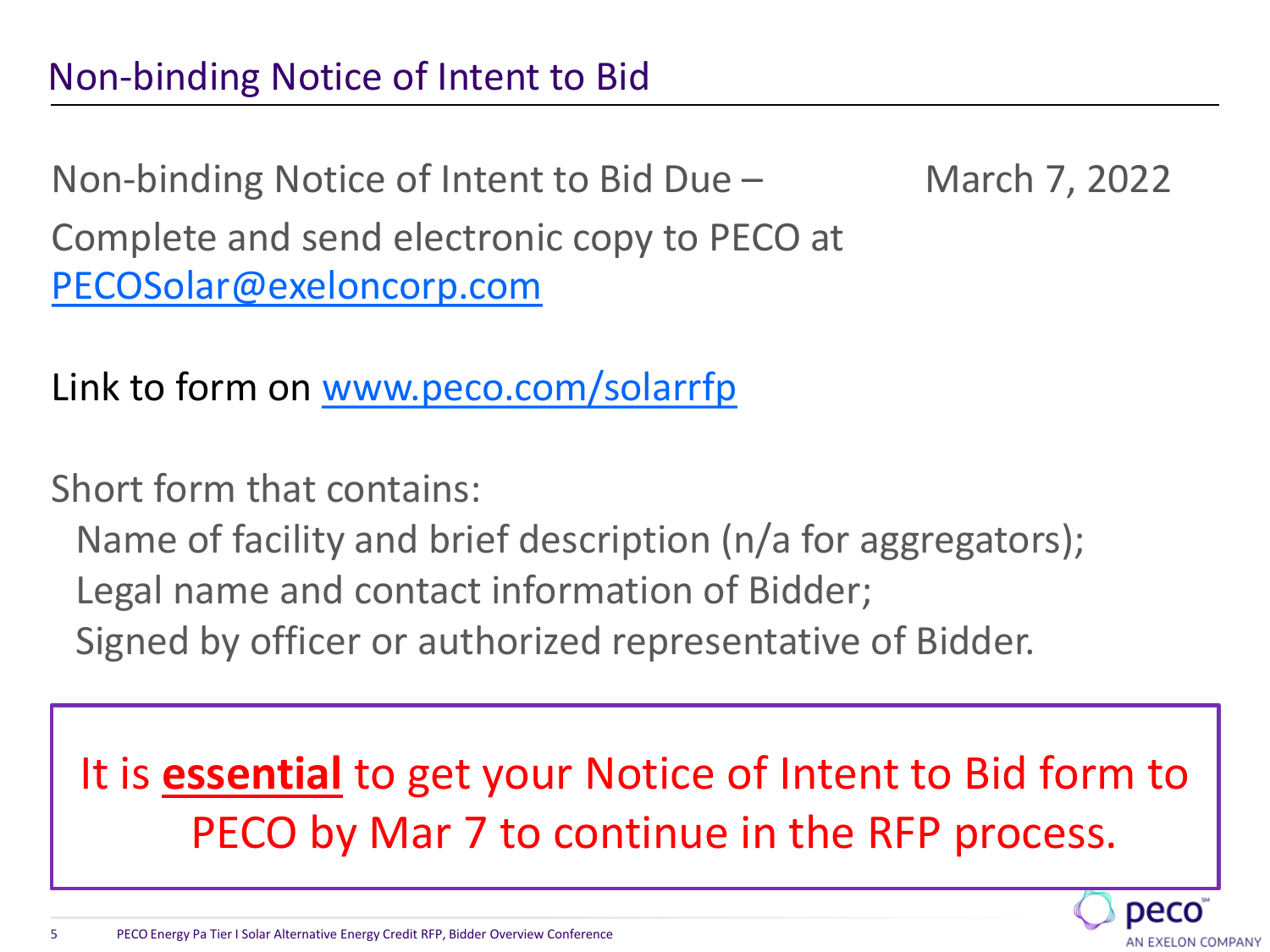# Non-binding Notice of Intent to Bid

Non-binding Notice of Intent to Bid Due – March 7, 2022

Complete and send electronic copy to PECO at PECOSolar@exeloncorp.com

Link to form on www.peco.com/solarrfp

Short form that contains:

- Name of facility and brief description (n/a for aggregators);
- Legal name and contact information of Bidder;
- Signed by officer or authorized representative of Bidder.

It is **essential** to get your Notice of Intent to Bid form to PECO by Mar 7 to continue in the RFP process.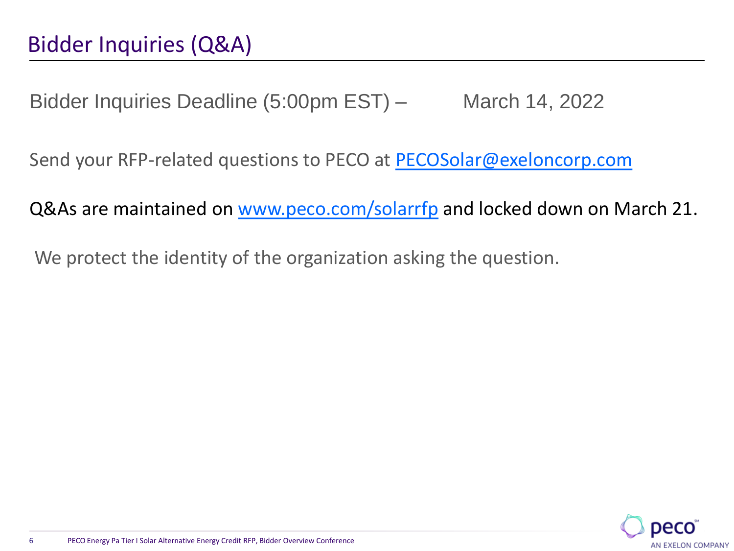# Bidder Inquiries (Q&A)

Bidder Inquiries Deadline (5:00pm EST) – March 14, 2022

Send your RFP-related questions to PECO at PECOSolar@exeloncorp.com

Q&As are maintained on www.peco.com/solarrfp and locked down on March 21.

We protect the identity of the organization asking the question.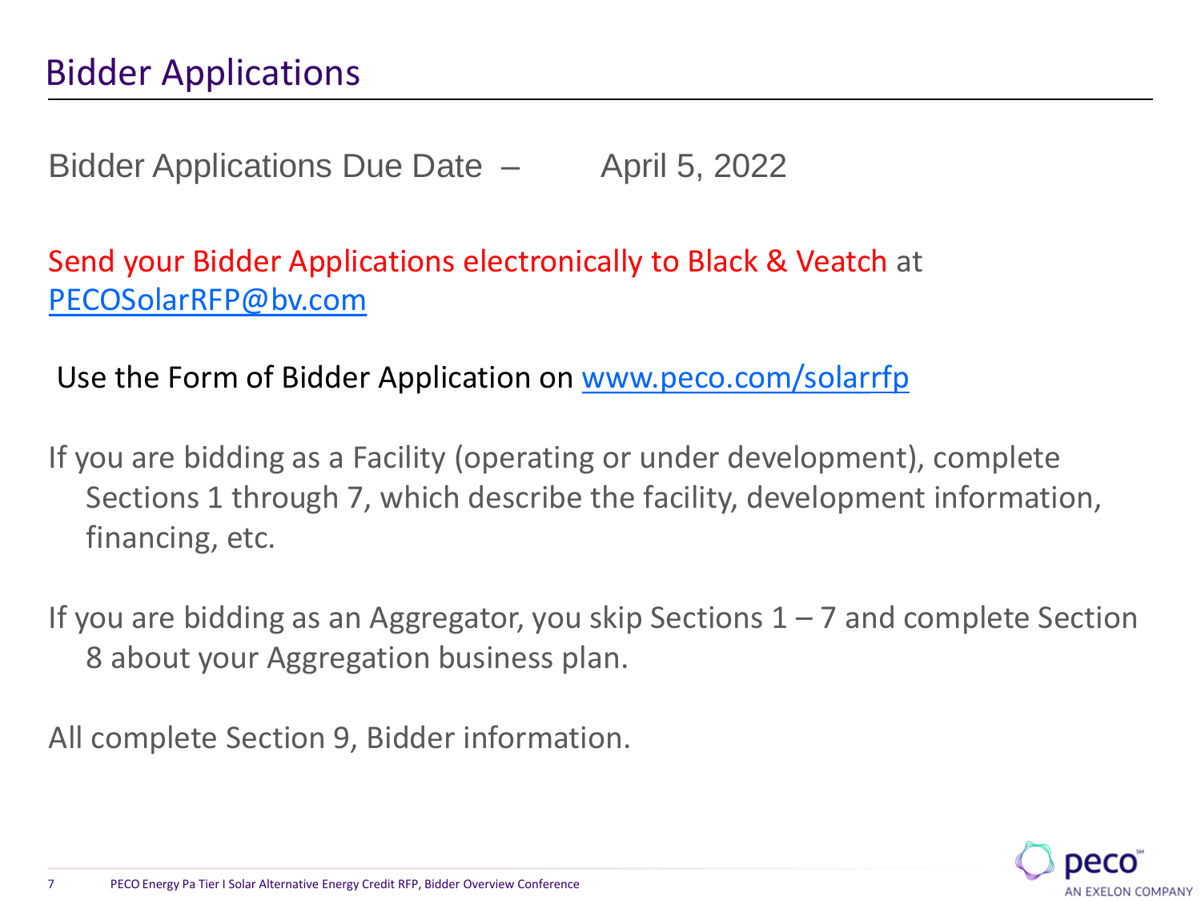# Bidder Applications

Bidder Applications Due Date – April 5, 2022

Send your Bidder Applications electronically to Black & Veatch at [PECOSolarRFP@bv.com](mailto:PECOSolarRFP@bv.com)

Use the Form of Bidder Application on [www.peco.com/solarrfp](http://www.peco.com/solarrfp)

If you are bidding as a Facility (operating or under development), complete Sections 1 through 7, which describe the facility, development information, financing, etc.

If you are bidding as an Aggregator, you skip Sections 1 – 7 and complete Section 8 about your Aggregation business plan.

All complete Section 9, Bidder information.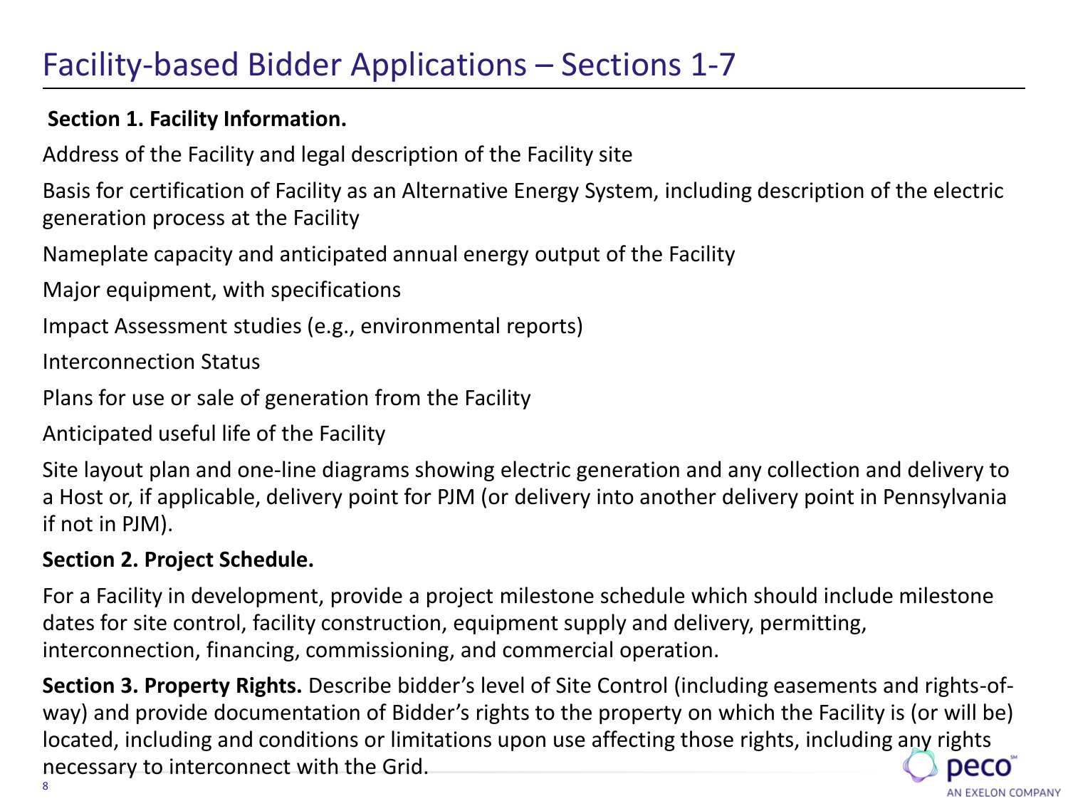# Facility-based Bidder Applications – Sections 1-7

**Section 1. Facility Information.**

Address of the Facility and legal description of the Facility site

Basis for certification of Facility as an Alternative Energy System, including description of the electric generation process at the Facility

Nameplate capacity and anticipated annual energy output of the Facility

Major equipment, with specifications

Impact Assessment studies (e.g., environmental reports)

Interconnection Status

Plans for use or sale of generation from the Facility

Anticipated useful life of the Facility

Site layout plan and one-line diagrams showing electric generation and any collection and delivery to a Host or, if applicable, delivery point for PJM (or delivery into another delivery point in Pennsylvania if not in PJM).

**Section 2. Project Schedule.**

For a Facility in development, provide a project milestone schedule which should include milestone dates for site control, facility construction, equipment supply and delivery, permitting, interconnection, financing, commissioning, and commercial operation.

**Section 3. Property Rights.** Describe bidder's level of Site Control (including easements and rights-of-way) and provide documentation of Bidder's rights to the property on which the Facility is (or will be) located, including and conditions or limitations upon use affecting those rights, including any rights necessary to interconnect with the Grid.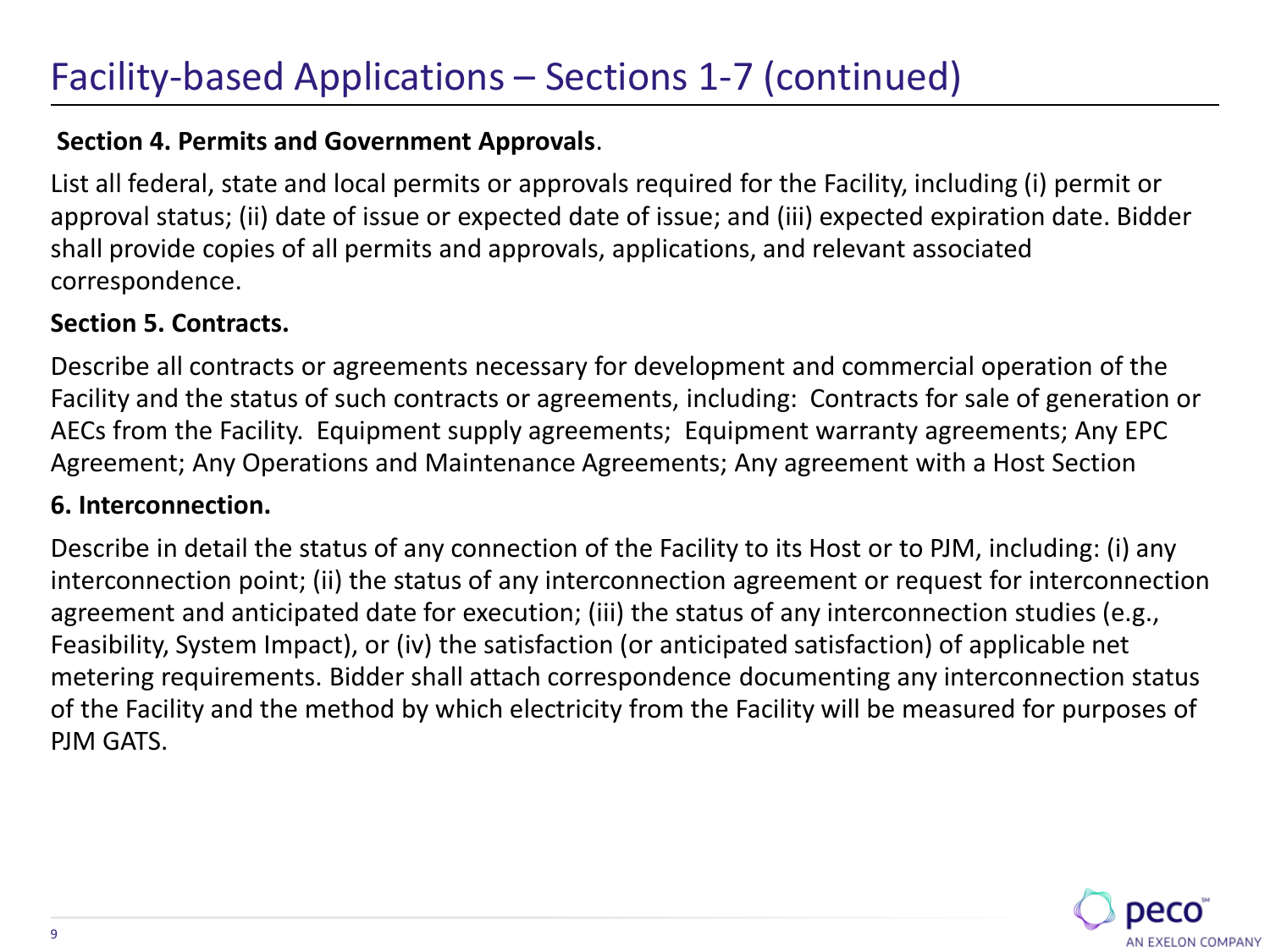# Facility-based Applications – Sections 1-7 (continued)

**Section 4. Permits and Government Approvals**.

List all federal, state and local permits or approvals required for the Facility, including (i) permit or approval status; (ii) date of issue or expected date of issue; and (iii) expected expiration date. Bidder shall provide copies of all permits and approvals, applications, and relevant associated correspondence.

**Section 5. Contracts.**

Describe all contracts or agreements necessary for development and commercial operation of the Facility and the status of such contracts or agreements, including: Contracts for sale of generation or AECs from the Facility. Equipment supply agreements; Equipment warranty agreements; Any EPC Agreement; Any Operations and Maintenance Agreements; Any agreement with a Host Section

**6. Interconnection.**

Describe in detail the status of any connection of the Facility to its Host or to PJM, including: (i) any interconnection point; (ii) the status of any interconnection agreement or request for interconnection agreement and anticipated date for execution; (iii) the status of any interconnection studies (e.g., Feasibility, System Impact), or (iv) the satisfaction (or anticipated satisfaction) of applicable net metering requirements. Bidder shall attach correspondence documenting any interconnection status of the Facility and the method by which electricity from the Facility will be measured for purposes of PJM GATS.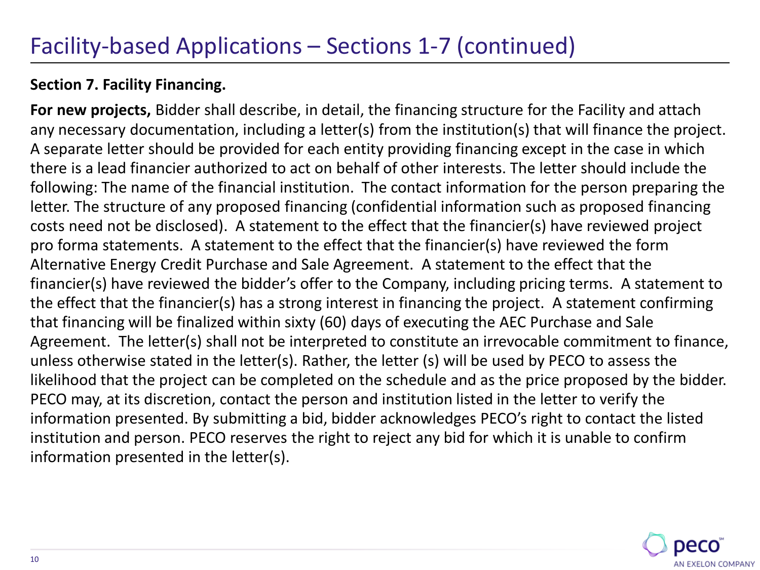# Facility-based Applications – Sections 1-7 (continued)

**Section 7. Facility Financing.**

**For new projects,** Bidder shall describe, in detail, the financing structure for the Facility and attach any necessary documentation, including a letter(s) from the institution(s) that will finance the project. A separate letter should be provided for each entity providing financing except in the case in which there is a lead financier authorized to act on behalf of other interests. The letter should include the following: The name of the financial institution. The contact information for the person preparing the letter. The structure of any proposed financing (confidential information such as proposed financing costs need not be disclosed). A statement to the effect that the financier(s) have reviewed project pro forma statements. A statement to the effect that the financier(s) have reviewed the form Alternative Energy Credit Purchase and Sale Agreement. A statement to the effect that the financier(s) have reviewed the bidder's offer to the Company, including pricing terms. A statement to the effect that the financier(s) has a strong interest in financing the project. A statement confirming that financing will be finalized within sixty (60) days of executing the AEC Purchase and Sale Agreement. The letter(s) shall not be interpreted to constitute an irrevocable commitment to finance, unless otherwise stated in the letter(s). Rather, the letter (s) will be used by PECO to assess the likelihood that the project can be completed on the schedule and as the price proposed by the bidder. PECO may, at its discretion, contact the person and institution listed in the letter to verify the information presented. By submitting a bid, bidder acknowledges PECO's right to contact the listed institution and person. PECO reserves the right to reject any bid for which it is unable to confirm information presented in the letter(s).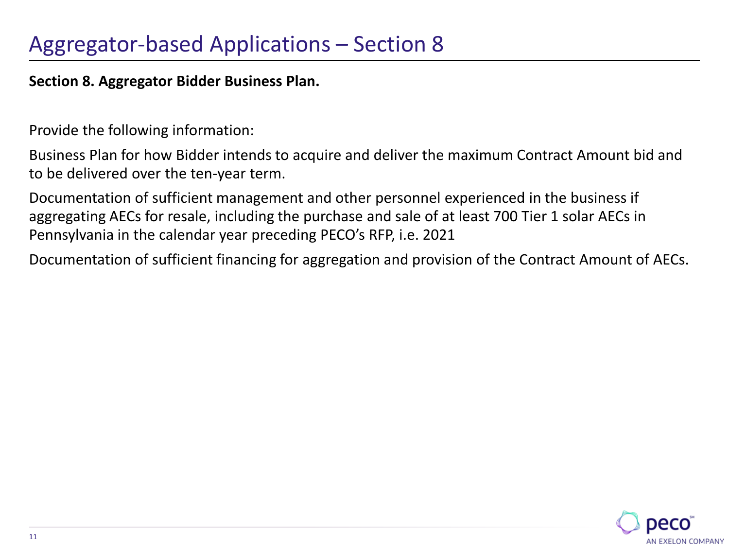# Aggregator-based Applications – Section 8

**Section 8. Aggregator Bidder Business Plan.**

Provide the following information:

Business Plan for how Bidder intends to acquire and deliver the maximum Contract Amount bid and to be delivered over the ten-year term.

Documentation of sufficient management and other personnel experienced in the business if aggregating AECs for resale, including the purchase and sale of at least 700 Tier 1 solar AECs in Pennsylvania in the calendar year preceding PECO's RFP, i.e. 2021

Documentation of sufficient financing for aggregation and provision of the Contract Amount of AECs.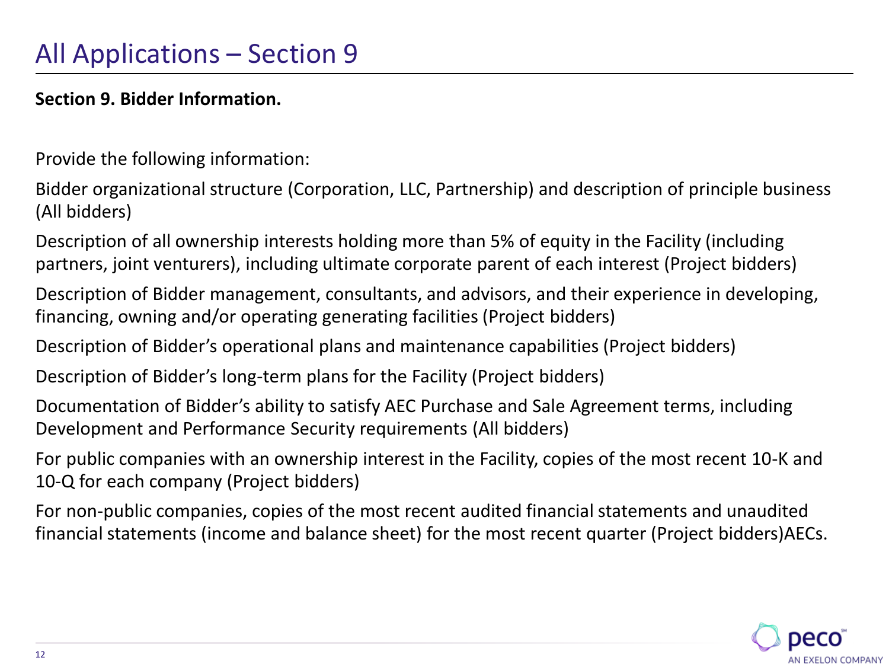# All Applications – Section 9

**Section 9. Bidder Information.**

Provide the following information:

Bidder organizational structure (Corporation, LLC, Partnership) and description of principle business (All bidders)

Description of all ownership interests holding more than 5% of equity in the Facility (including partners, joint venturers), including ultimate corporate parent of each interest (Project bidders)

Description of Bidder management, consultants, and advisors, and their experience in developing, financing, owning and/or operating generating facilities (Project bidders)

Description of Bidder's operational plans and maintenance capabilities (Project bidders)

Description of Bidder's long-term plans for the Facility (Project bidders)

Documentation of Bidder's ability to satisfy AEC Purchase and Sale Agreement terms, including Development and Performance Security requirements (All bidders)

For public companies with an ownership interest in the Facility, copies of the most recent 10-K and 10-Q for each company (Project bidders)

For non-public companies, copies of the most recent audited financial statements and unaudited financial statements (income and balance sheet) for the most recent quarter (Project bidders)AECs.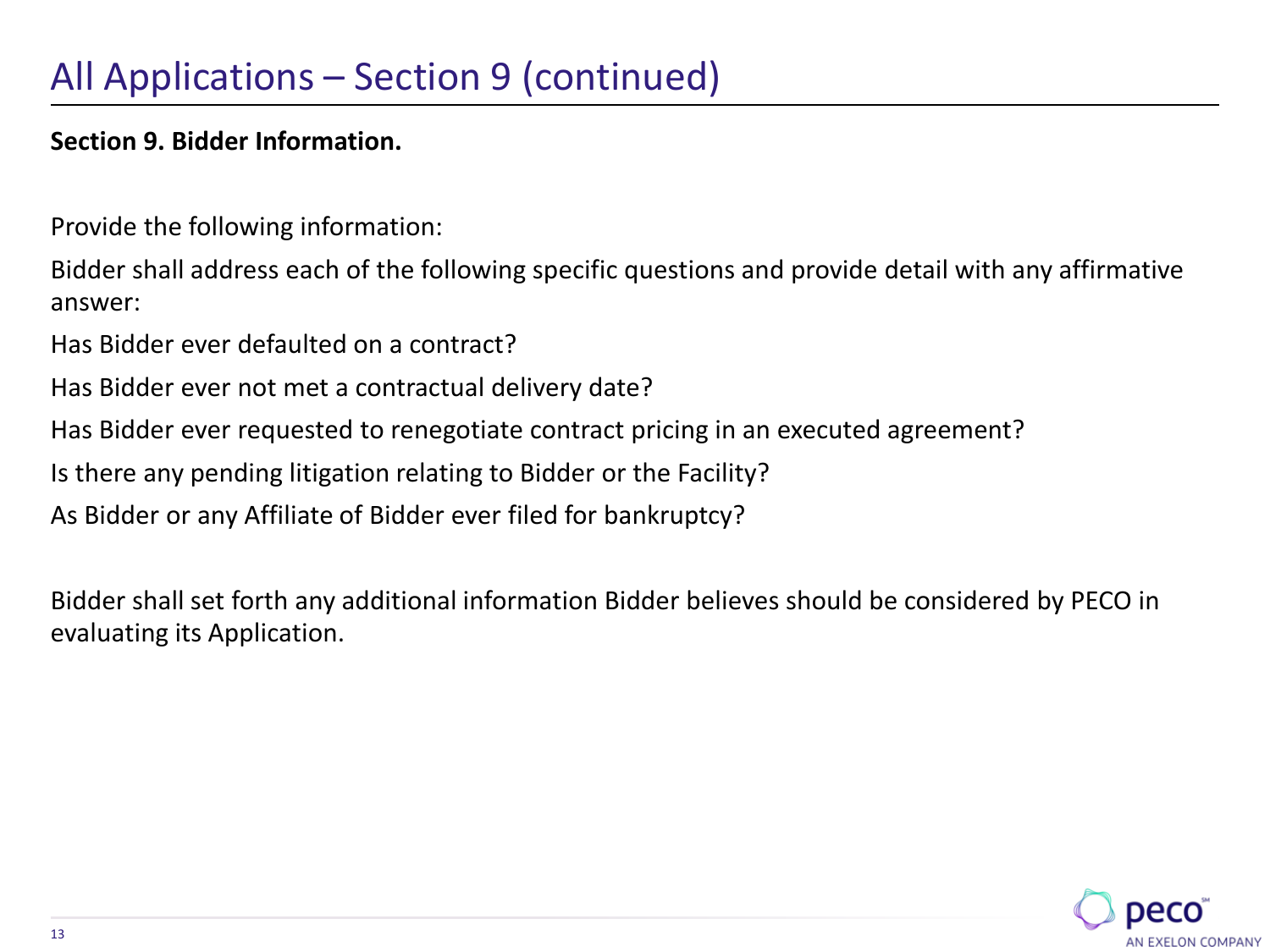# All Applications – Section 9 (continued)

**Section 9. Bidder Information.**

Provide the following information:

Bidder shall address each of the following specific questions and provide detail with any affirmative answer:

Has Bidder ever defaulted on a contract?

Has Bidder ever not met a contractual delivery date?

Has Bidder ever requested to renegotiate contract pricing in an executed agreement?

Is there any pending litigation relating to Bidder or the Facility?

As Bidder or any Affiliate of Bidder ever filed for bankruptcy?

Bidder shall set forth any additional information Bidder believes should be considered by PECO in evaluating its Application.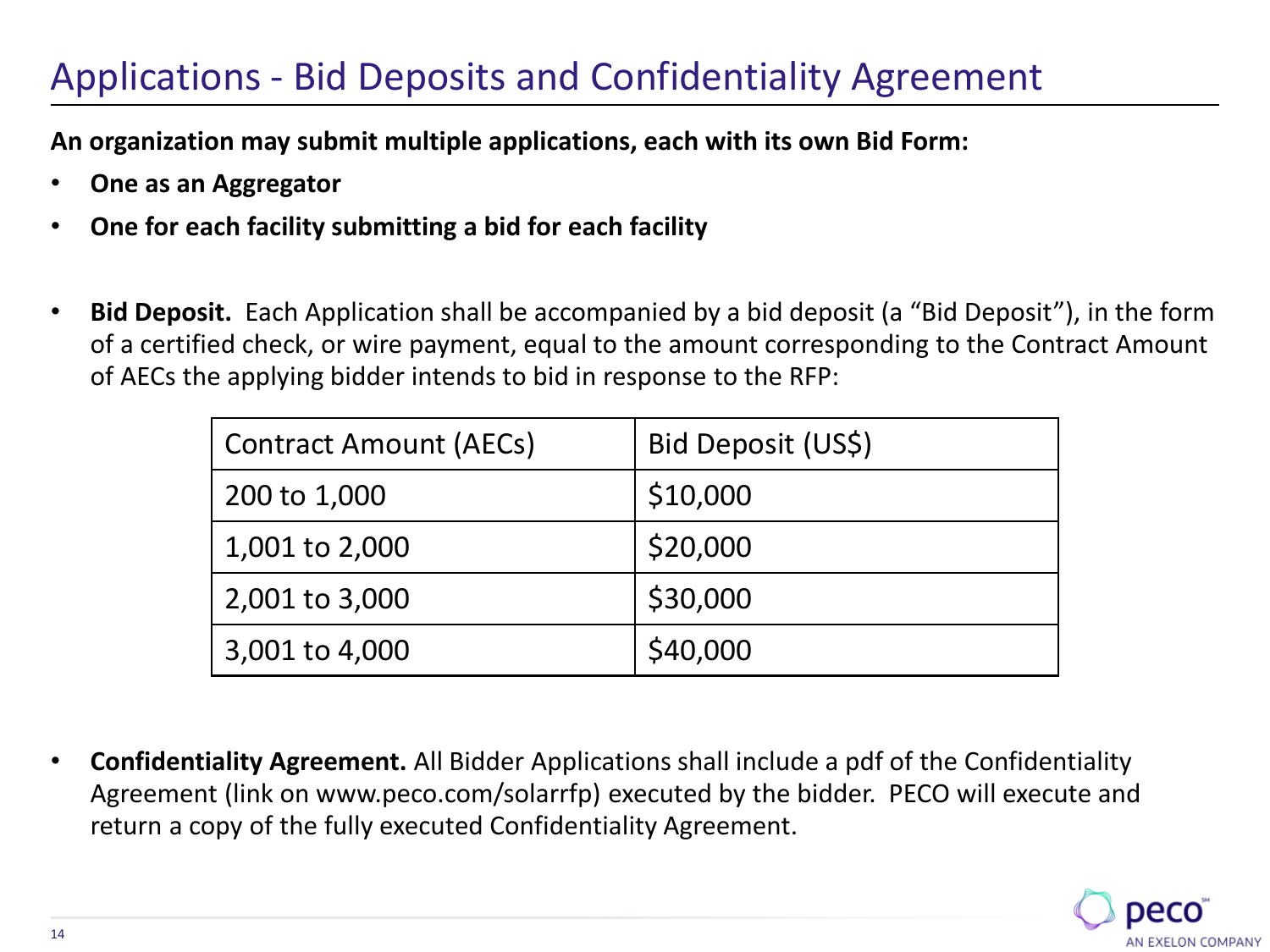# Applications - Bid Deposits and Confidentiality Agreement

**An organization may submit multiple applications, each with its own Bid Form:**

- **One as an Aggregator**
- **One for each facility submitting a bid for each facility**

- **Bid Deposit.** Each Application shall be accompanied by a bid deposit (a "Bid Deposit"), in the form of a certified check, or wire payment, equal to the amount corresponding to the Contract Amount of AECs the applying bidder intends to bid in response to the RFP:

| Contract Amount (AECs) | Bid Deposit (US$) |
|---|---|
| 200 to 1,000 | $10,000 |
| 1,001 to 2,000 | $20,000 |
| 2,001 to 3,000 | $30,000 |
| 3,001 to 4,000 | $40,000 |

- **Confidentiality Agreement.** All Bidder Applications shall include a pdf of the Confidentiality Agreement (link on www.peco.com/solarrfp) executed by the bidder. PECO will execute and return a copy of the fully executed Confidentiality Agreement.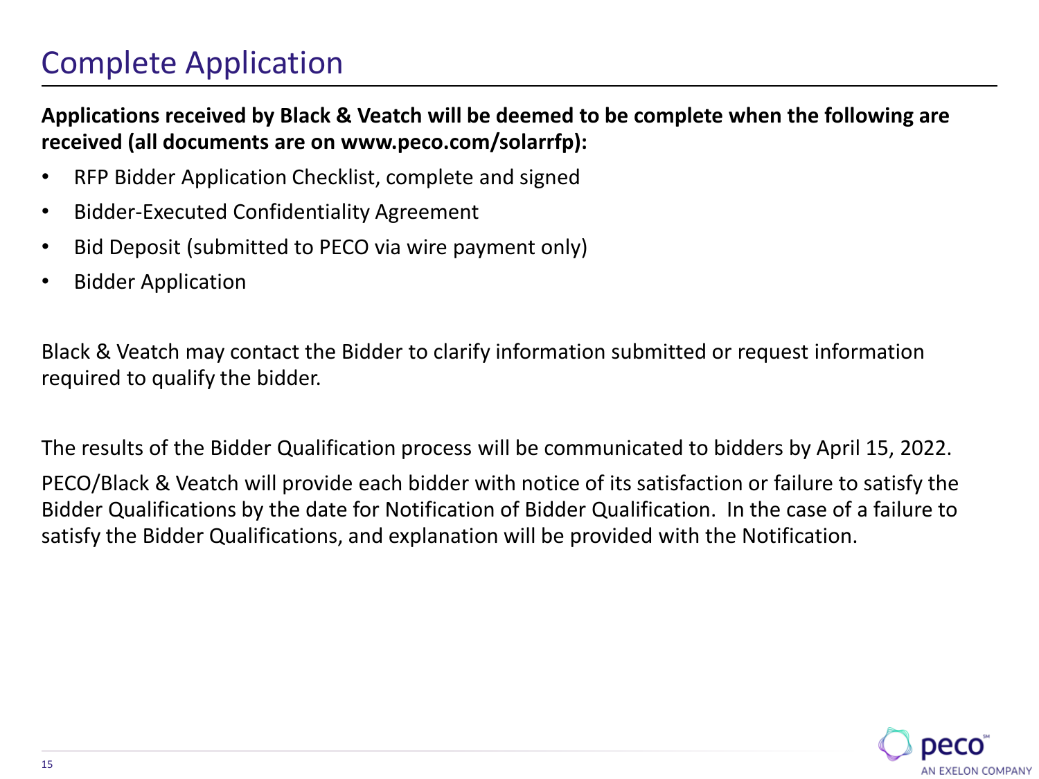# Complete Application

**Applications received by Black & Veatch will be deemed to be complete when the following are received (all documents are on www.peco.com/solarrfp):**

- RFP Bidder Application Checklist, complete and signed
- Bidder-Executed Confidentiality Agreement
- Bid Deposit (submitted to PECO via wire payment only)
- Bidder Application

Black & Veatch may contact the Bidder to clarify information submitted or request information required to qualify the bidder.

The results of the Bidder Qualification process will be communicated to bidders by April 15, 2022.

PECO/Black & Veatch will provide each bidder with notice of its satisfaction or failure to satisfy the Bidder Qualifications by the date for Notification of Bidder Qualification. In the case of a failure to satisfy the Bidder Qualifications, and explanation will be provided with the Notification.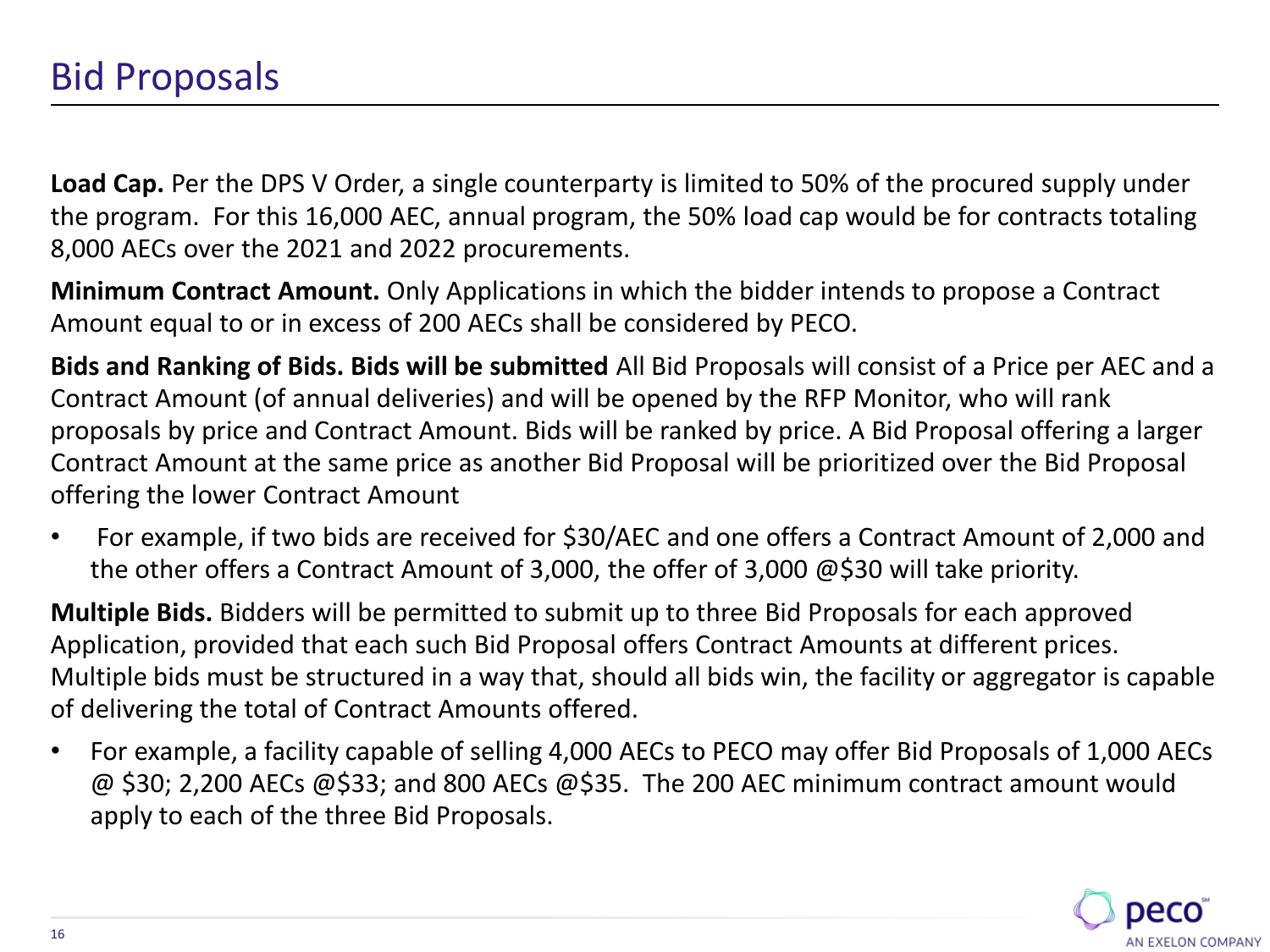# Bid Proposals

**Load Cap.** Per the DPS V Order, a single counterparty is limited to 50% of the procured supply under the program. For this 16,000 AEC, annual program, the 50% load cap would be for contracts totaling 8,000 AECs over the 2021 and 2022 procurements.

**Minimum Contract Amount.** Only Applications in which the bidder intends to propose a Contract Amount equal to or in excess of 200 AECs shall be considered by PECO.

**Bids and Ranking of Bids. Bids will be submitted** All Bid Proposals will consist of a Price per AEC and a Contract Amount (of annual deliveries) and will be opened by the RFP Monitor, who will rank proposals by price and Contract Amount. Bids will be ranked by price. A Bid Proposal offering a larger Contract Amount at the same price as another Bid Proposal will be prioritized over the Bid Proposal offering the lower Contract Amount

- For example, if two bids are received for $30/AEC and one offers a Contract Amount of 2,000 and the other offers a Contract Amount of 3,000, the offer of 3,000 @$30 will take priority.

**Multiple Bids.** Bidders will be permitted to submit up to three Bid Proposals for each approved Application, provided that each such Bid Proposal offers Contract Amounts at different prices. Multiple bids must be structured in a way that, should all bids win, the facility or aggregator is capable of delivering the total of Contract Amounts offered.

- For example, a facility capable of selling 4,000 AECs to PECO may offer Bid Proposals of 1,000 AECs @ $30; 2,200 AECs @$33; and 800 AECs @$35. The 200 AEC minimum contract amount would apply to each of the three Bid Proposals.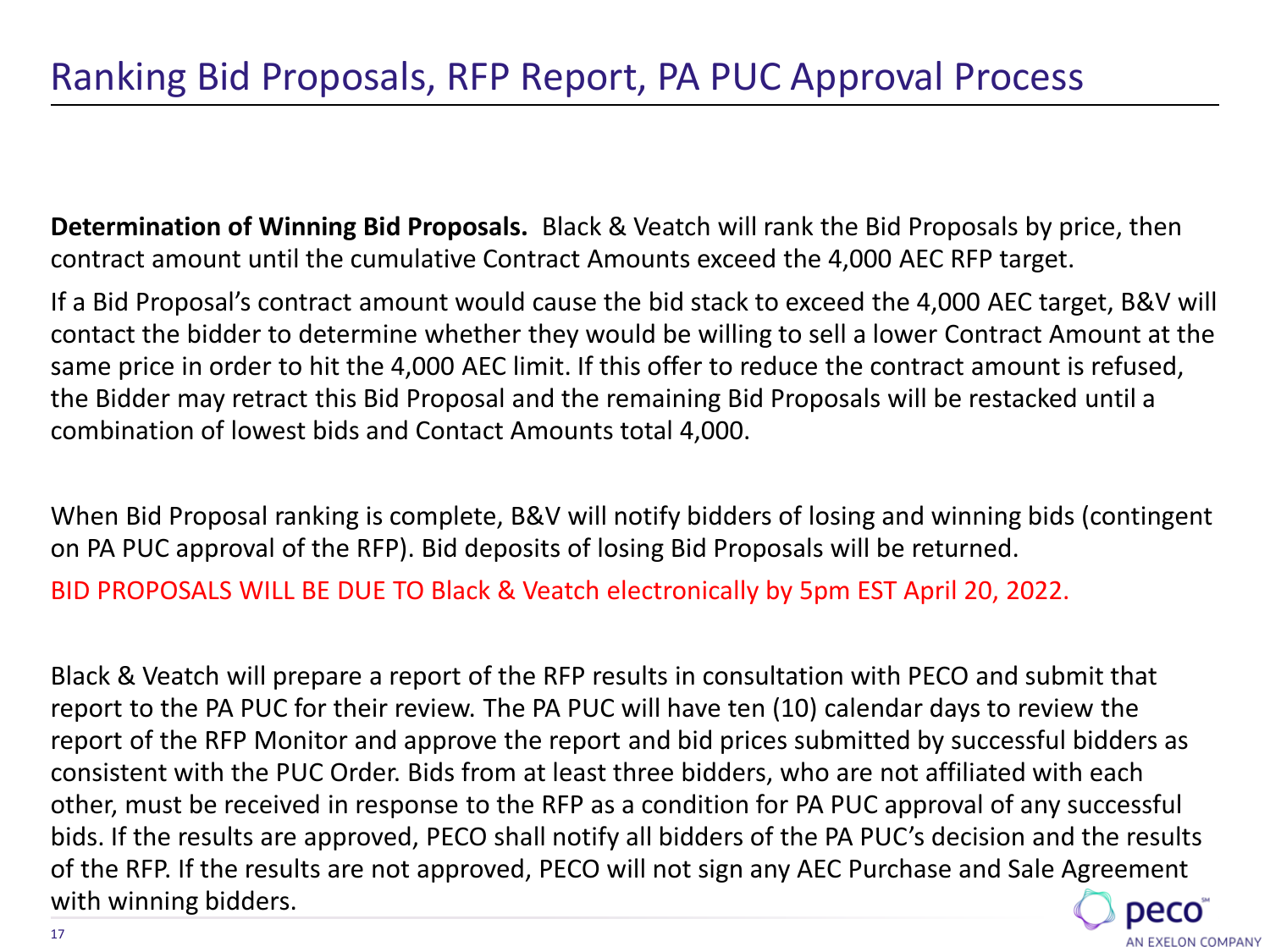# Ranking Bid Proposals, RFP Report, PA PUC Approval Process

**Determination of Winning Bid Proposals.** Black & Veatch will rank the Bid Proposals by price, then contract amount until the cumulative Contract Amounts exceed the 4,000 AEC RFP target.

If a Bid Proposal's contract amount would cause the bid stack to exceed the 4,000 AEC target, B&V will contact the bidder to determine whether they would be willing to sell a lower Contract Amount at the same price in order to hit the 4,000 AEC limit. If this offer to reduce the contract amount is refused, the Bidder may retract this Bid Proposal and the remaining Bid Proposals will be restacked until a combination of lowest bids and Contact Amounts total 4,000.

When Bid Proposal ranking is complete, B&V will notify bidders of losing and winning bids (contingent on PA PUC approval of the RFP). Bid deposits of losing Bid Proposals will be returned.

BID PROPOSALS WILL BE DUE TO Black & Veatch electronically by 5pm EST April 20, 2022.

Black & Veatch will prepare a report of the RFP results in consultation with PECO and submit that report to the PA PUC for their review. The PA PUC will have ten (10) calendar days to review the report of the RFP Monitor and approve the report and bid prices submitted by successful bidders as consistent with the PUC Order. Bids from at least three bidders, who are not affiliated with each other, must be received in response to the RFP as a condition for PA PUC approval of any successful bids. If the results are approved, PECO shall notify all bidders of the PA PUC's decision and the results of the RFP. If the results are not approved, PECO will not sign any AEC Purchase and Sale Agreement with winning bidders.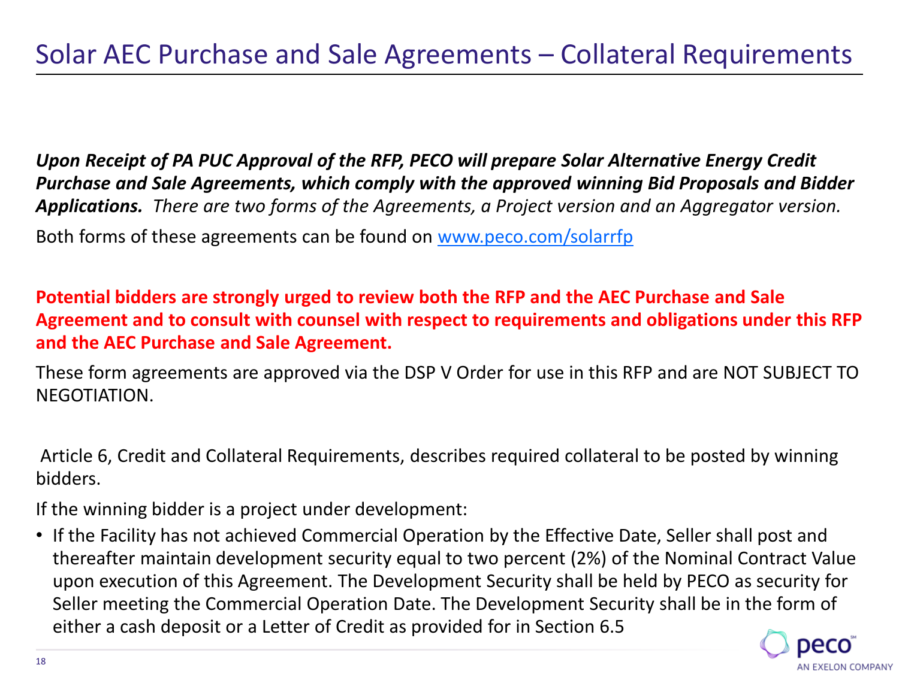# Solar AEC Purchase and Sale Agreements – Collateral Requirements

***Upon Receipt of PA PUC Approval of the RFP, PECO will prepare Solar Alternative Energy Credit Purchase and Sale Agreements, which comply with the approved winning Bid Proposals and Bidder Applications.*** *There are two forms of the Agreements, a Project version and an Aggregator version.*

Both forms of these agreements can be found on [www.peco.com/solarrfp](www.peco.com/solarrfp)

**Potential bidders are strongly urged to review both the RFP and the AEC Purchase and Sale Agreement and to consult with counsel with respect to requirements and obligations under this RFP and the AEC Purchase and Sale Agreement.**

These form agreements are approved via the DSP V Order for use in this RFP and are NOT SUBJECT TO NEGOTIATION.

Article 6, Credit and Collateral Requirements, describes required collateral to be posted by winning bidders.

If the winning bidder is a project under development:

- If the Facility has not achieved Commercial Operation by the Effective Date, Seller shall post and thereafter maintain development security equal to two percent (2%) of the Nominal Contract Value upon execution of this Agreement. The Development Security shall be held by PECO as security for Seller meeting the Commercial Operation Date. The Development Security shall be in the form of either a cash deposit or a Letter of Credit as provided for in Section 6.5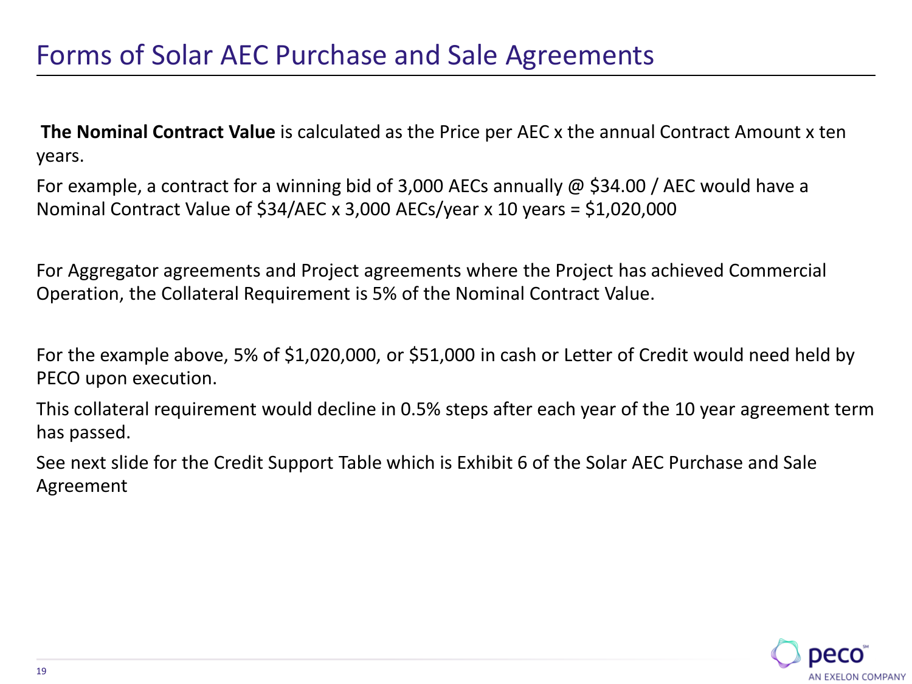# Forms of Solar AEC Purchase and Sale Agreements

**The Nominal Contract Value** is calculated as the Price per AEC x the annual Contract Amount x ten years.

For example, a contract for a winning bid of 3,000 AECs annually @ $34.00 / AEC would have a Nominal Contract Value of $34/AEC x 3,000 AECs/year x 10 years = $1,020,000

For Aggregator agreements and Project agreements where the Project has achieved Commercial Operation, the Collateral Requirement is 5% of the Nominal Contract Value.

For the example above, 5% of $1,020,000, or $51,000 in cash or Letter of Credit would need held by PECO upon execution.

This collateral requirement would decline in 0.5% steps after each year of the 10 year agreement term has passed.

See next slide for the Credit Support Table which is Exhibit 6 of the Solar AEC Purchase and Sale Agreement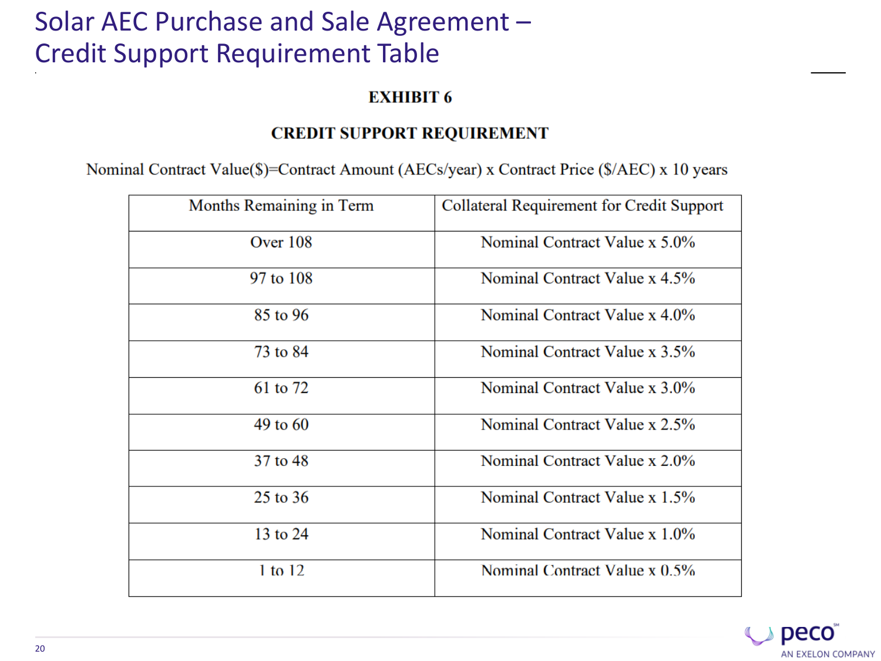# Solar AEC Purchase and Sale Agreement – Credit Support Requirement Table

**EXHIBIT 6**

**CREDIT SUPPORT REQUIREMENT**

Nominal Contract Value($)=Contract Amount (AECs/year) x Contract Price ($/AEC) x 10 years

| Months Remaining in Term | Collateral Requirement for Credit Support |
| --- | --- |
| Over 108 | Nominal Contract Value x 5.0% |
| 97 to 108 | Nominal Contract Value x 4.5% |
| 85 to 96 | Nominal Contract Value x 4.0% |
| 73 to 84 | Nominal Contract Value x 3.5% |
| 61 to 72 | Nominal Contract Value x 3.0% |
| 49 to 60 | Nominal Contract Value x 2.5% |
| 37 to 48 | Nominal Contract Value x 2.0% |
| 25 to 36 | Nominal Contract Value x 1.5% |
| 13 to 24 | Nominal Contract Value x 1.0% |
| 1 to 12 | Nominal Contract Value x 0.5% |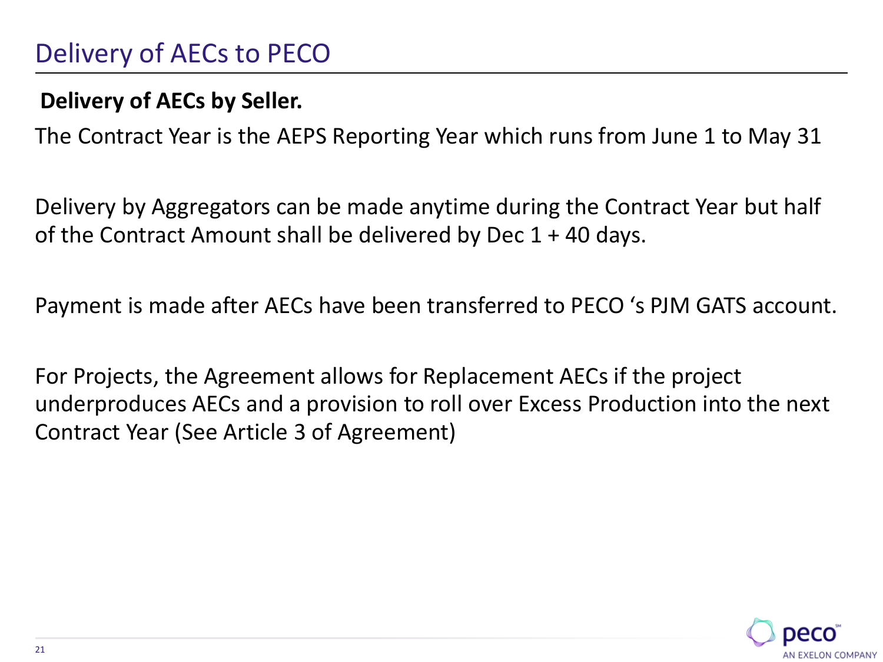# Delivery of AECs to PECO

**Delivery of AECs by Seller.**

The Contract Year is the AEPS Reporting Year which runs from June 1 to May 31

Delivery by Aggregators can be made anytime during the Contract Year but half of the Contract Amount shall be delivered by Dec 1 + 40 days.

Payment is made after AECs have been transferred to PECO 's PJM GATS account.

For Projects, the Agreement allows for Replacement AECs if the project underproduces AECs and a provision to roll over Excess Production into the next Contract Year (See Article 3 of Agreement)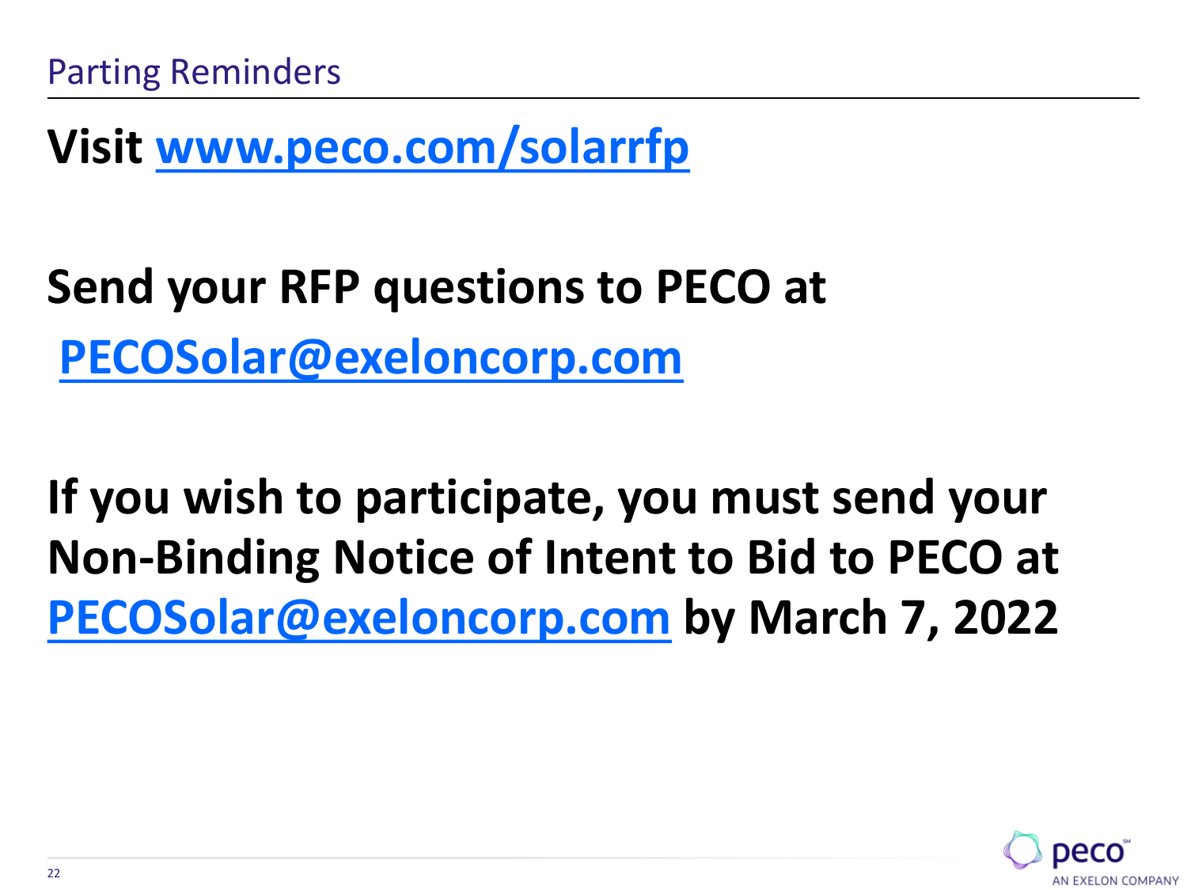## Parting Reminders

**Visit www.peco.com/solarrfp**

**Send your RFP questions to PECO at PECOSolar@exeloncorp.com**

**If you wish to participate, you must send your Non-Binding Notice of Intent to Bid to PECO at PECOSolar@exeloncorp.com by March 7, 2022**